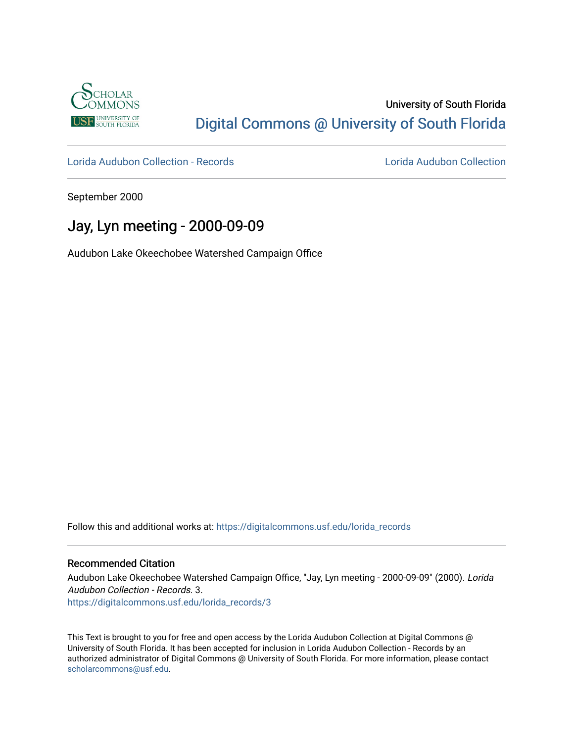University of South Florida

Digital Commons @ University of South Florida

Lorida Audubon Collection - Records

Lorida Audubon Collection

September 2000

# Jay, Lyn meeting - 2000-09-09

Audubon Lake Okeechobee Watershed Campaign Office

Follow this and additional works at: https://digitalcommons.usf.edu/lorida_records

## Recommended Citation

Audubon Lake Okeechobee Watershed Campaign Office, "Jay, Lyn meeting - 2000-09-09" (2000). *Lorida Audubon Collection - Records*. 3.
https://digitalcommons.usf.edu/lorida_records/3

This Text is brought to you for free and open access by the Lorida Audubon Collection at Digital Commons @ University of South Florida. It has been accepted for inclusion in Lorida Audubon Collection - Records by an authorized administrator of Digital Commons @ University of South Florida. For more information, please contact scholarcommons@usf.edu.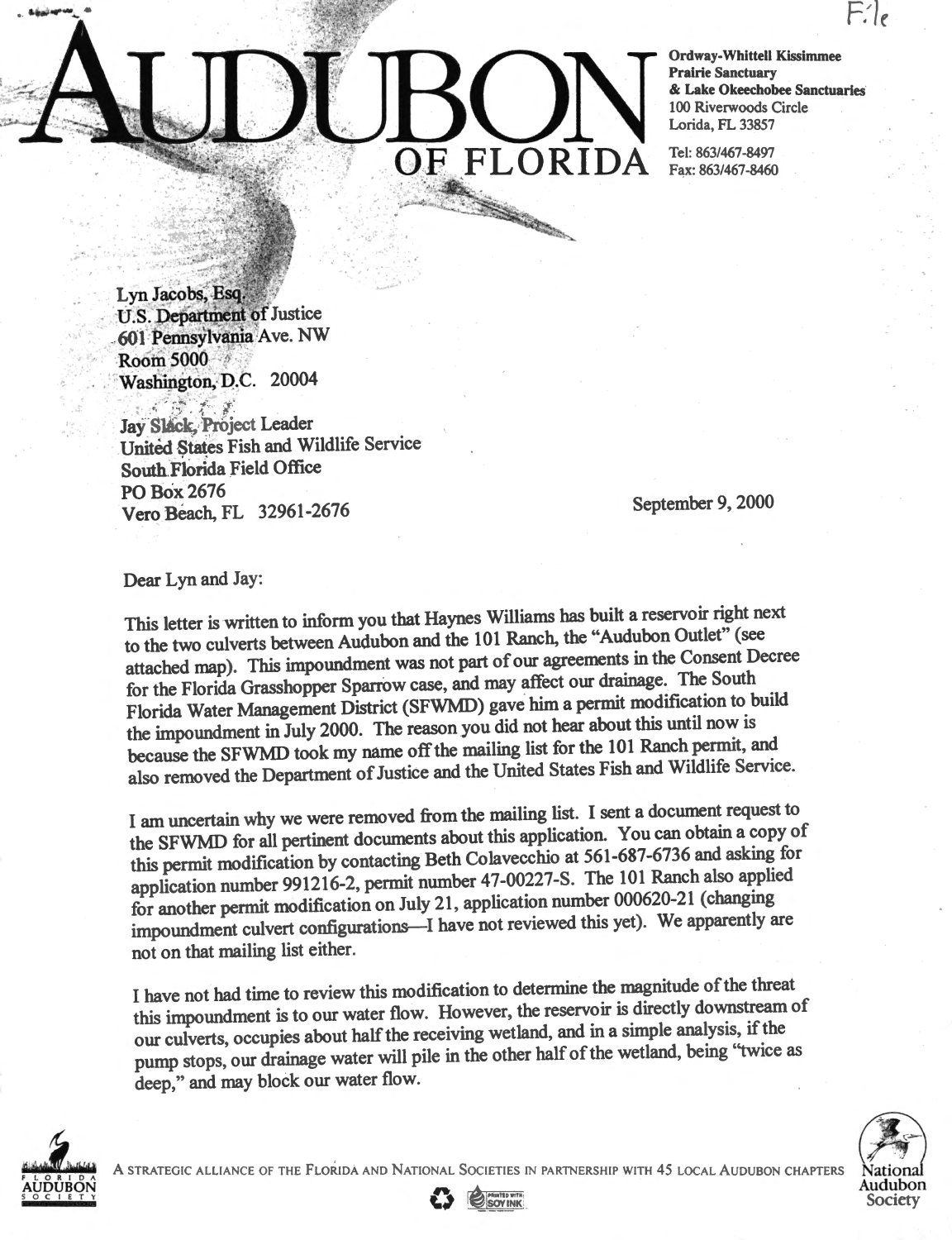File

# AUDUBON OF FLORIDA

**Ordway-Whittell Kissimmee Prairie Sanctuary & Lake Okeechobee Sanctuaries**
100 Riverwoods Circle
Lorida, FL 33857

Tel: 863/467-8497
Fax: 863/467-8460

Lyn Jacobs, Esq.
U.S. Department of Justice
601 Pennsylvania Ave. NW
Room 5000
Washington, D.C. 20004

Jay Slack, Project Leader
United States Fish and Wildlife Service
South Florida Field Office
PO Box 2676
Vero Beach, FL 32961-2676

September 9, 2000

Dear Lyn and Jay:

This letter is written to inform you that Haynes Williams has built a reservoir right next to the two culverts between Audubon and the 101 Ranch, the "Audubon Outlet" (see attached map). This impoundment was not part of our agreements in the Consent Decree for the Florida Grasshopper Sparrow case, and may affect our drainage. The South Florida Water Management District (SFWMD) gave him a permit modification to build the impoundment in July 2000. The reason you did not hear about this until now is because the SFWMD took my name off the mailing list for the 101 Ranch permit, and also removed the Department of Justice and the United States Fish and Wildlife Service.

I am uncertain why we were removed from the mailing list. I sent a document request to the SFWMD for all pertinent documents about this application. You can obtain a copy of this permit modification by contacting Beth Colavecchio at 561-687-6736 and asking for application number 991216-2, permit number 47-00227-S. The 101 Ranch also applied for another permit modification on July 21, application number 000620-21 (changing impoundment culvert configurations—I have not reviewed this yet). We apparently are not on that mailing list either.

I have not had time to review this modification to determine the magnitude of the threat this impoundment is to our water flow. However, the reservoir is directly downstream of our culverts, occupies about half the receiving wetland, and in a simple analysis, if the pump stops, our drainage water will pile in the other half of the wetland, being "twice as deep," and may block our water flow.

A STRATEGIC ALLIANCE OF THE FLORIDA AND NATIONAL SOCIETIES IN PARTNERSHIP WITH 45 LOCAL AUDUBON CHAPTERS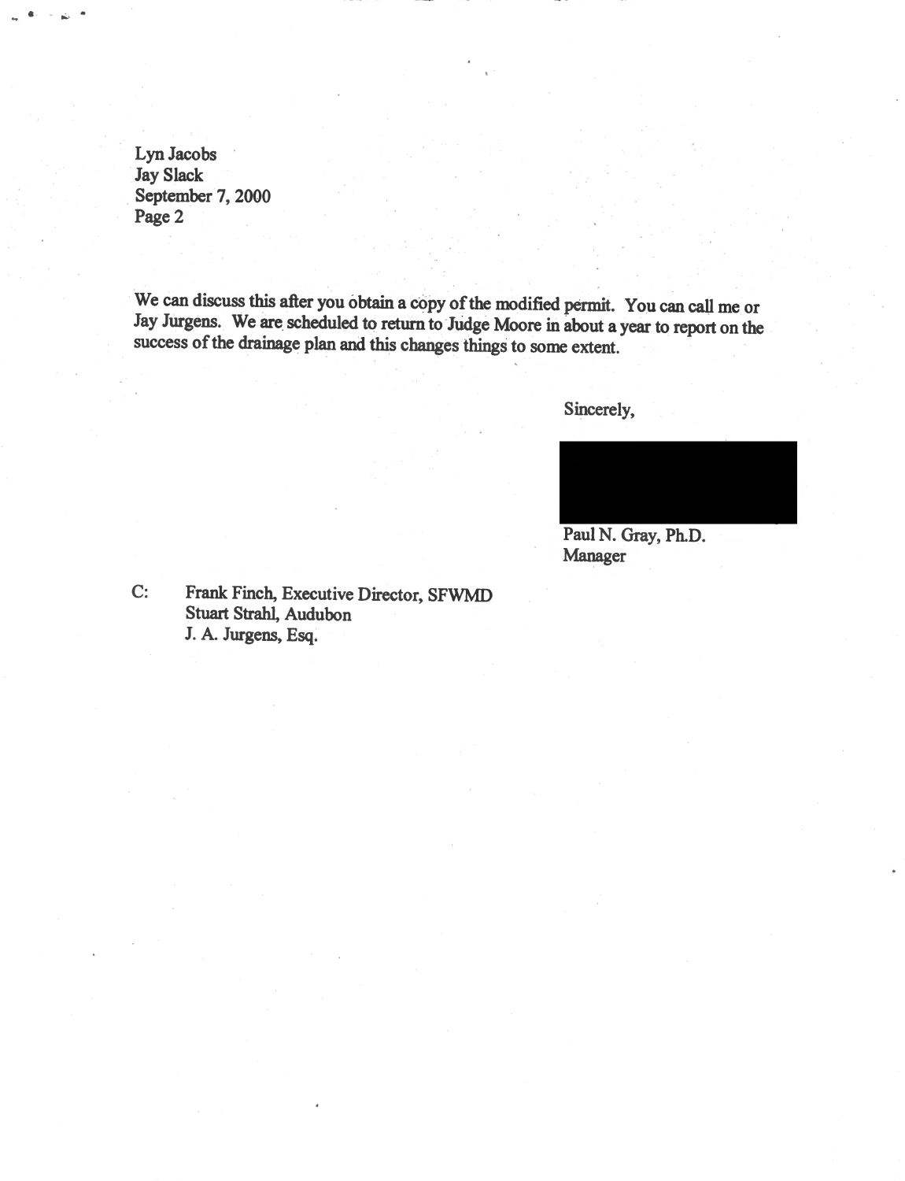We can discuss this after you obtain a copy of the modified permit. You can call me or Jay Jurgens. We are scheduled to return to Judge Moore in about a year to report on the success of the drainage plan and this changes things to some extent.

Sincerely,

Paul N. Gray, Ph.D.
Manager

C: Frank Finch, Executive Director, SFWMD
Stuart Strahl, Audubon
J. A. Jurgens, Esq.